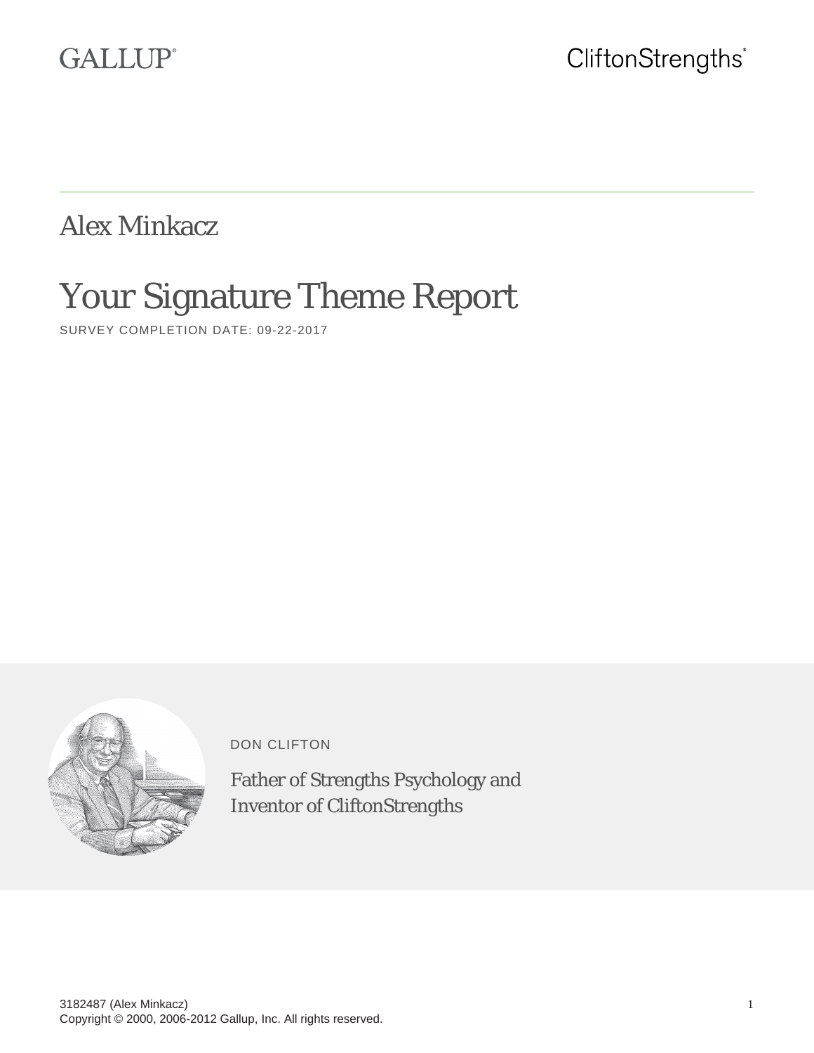GALLUP®

CliftonStrengths®

# Alex Minkacz

## Your Signature Theme Report

SURVEY COMPLETION DATE: 09-22-2017

DON CLIFTON

Father of Strengths Psychology and Inventor of CliftonStrengths

3182487 (Alex Minkacz)
Copyright © 2000, 2006-2012 Gallup, Inc. All rights reserved.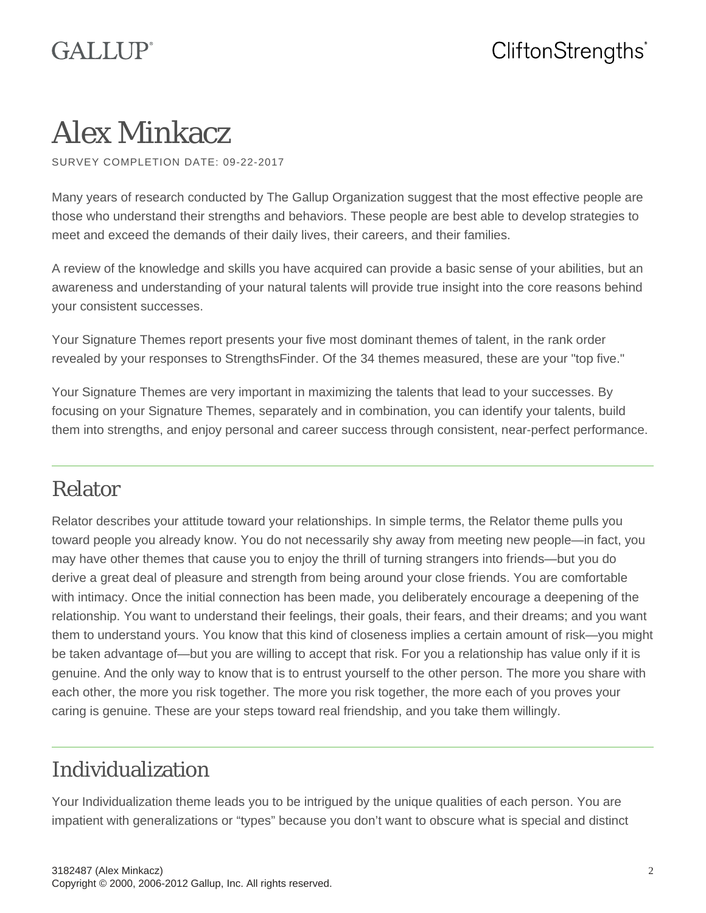GALLUP®

CliftonStrengths®

# Alex Minkacz

SURVEY COMPLETION DATE: 09-22-2017

Many years of research conducted by The Gallup Organization suggest that the most effective people are those who understand their strengths and behaviors. These people are best able to develop strategies to meet and exceed the demands of their daily lives, their careers, and their families.

A review of the knowledge and skills you have acquired can provide a basic sense of your abilities, but an awareness and understanding of your natural talents will provide true insight into the core reasons behind your consistent successes.

Your Signature Themes report presents your five most dominant themes of talent, in the rank order revealed by your responses to StrengthsFinder. Of the 34 themes measured, these are your "top five."

Your Signature Themes are very important in maximizing the talents that lead to your successes. By focusing on your Signature Themes, separately and in combination, you can identify your talents, build them into strengths, and enjoy personal and career success through consistent, near-perfect performance.

---

## Relator

Relator describes your attitude toward your relationships. In simple terms, the Relator theme pulls you toward people you already know. You do not necessarily shy away from meeting new people—in fact, you may have other themes that cause you to enjoy the thrill of turning strangers into friends—but you do derive a great deal of pleasure and strength from being around your close friends. You are comfortable with intimacy. Once the initial connection has been made, you deliberately encourage a deepening of the relationship. You want to understand their feelings, their goals, their fears, and their dreams; and you want them to understand yours. You know that this kind of closeness implies a certain amount of risk—you might be taken advantage of—but you are willing to accept that risk. For you a relationship has value only if it is genuine. And the only way to know that is to entrust yourself to the other person. The more you share with each other, the more you risk together. The more you risk together, the more each of you proves your caring is genuine. These are your steps toward real friendship, and you take them willingly.

---

## Individualization

Your Individualization theme leads you to be intrigued by the unique qualities of each person. You are impatient with generalizations or "types" because you don't want to obscure what is special and distinct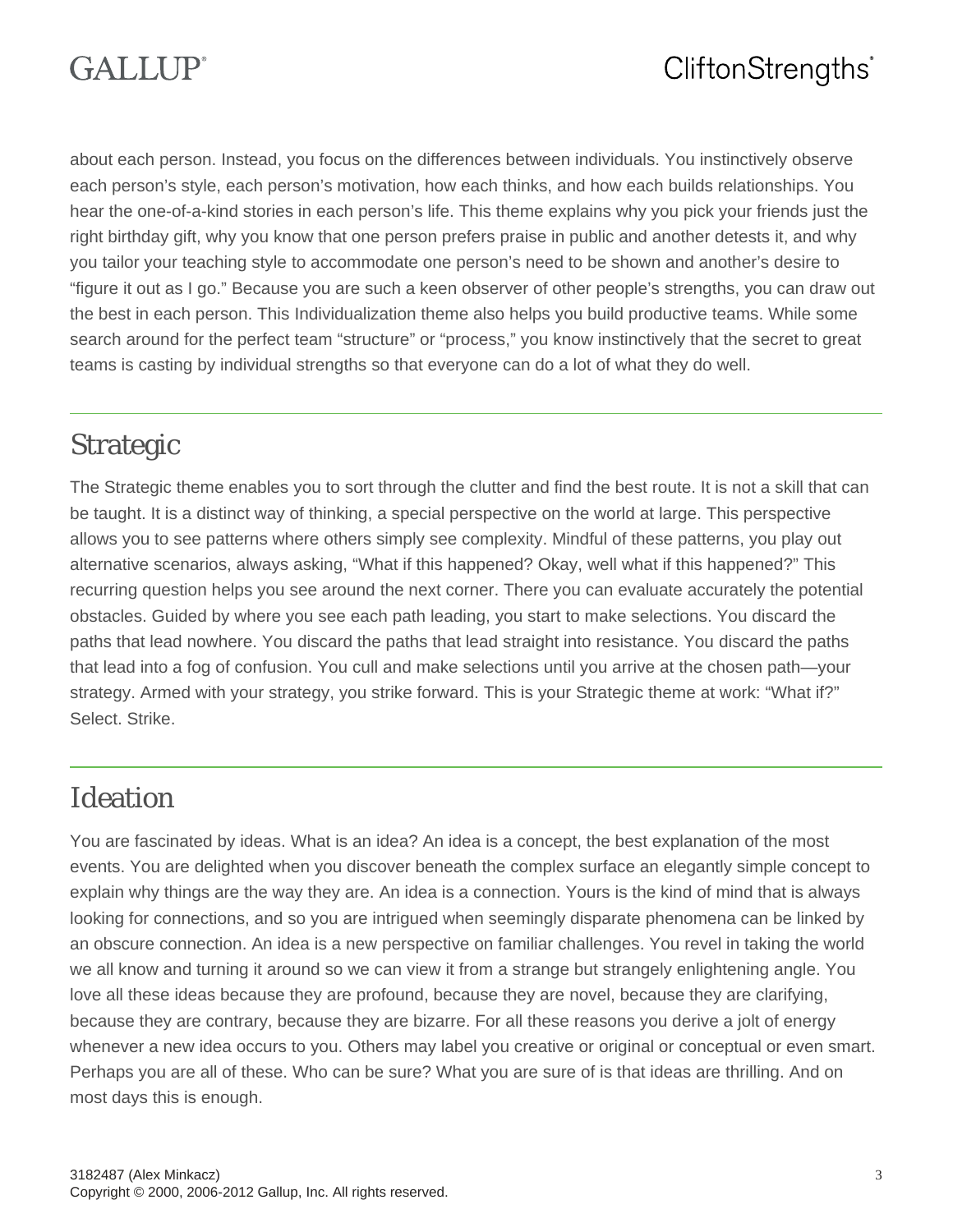about each person. Instead, you focus on the differences between individuals. You instinctively observe each person's style, each person's motivation, how each thinks, and how each builds relationships. You hear the one-of-a-kind stories in each person's life. This theme explains why you pick your friends just the right birthday gift, why you know that one person prefers praise in public and another detests it, and why you tailor your teaching style to accommodate one person's need to be shown and another's desire to "figure it out as I go." Because you are such a keen observer of other people's strengths, you can draw out the best in each person. This Individualization theme also helps you build productive teams. While some search around for the perfect team "structure" or "process," you know instinctively that the secret to great teams is casting by individual strengths so that everyone can do a lot of what they do well.

## Strategic

The Strategic theme enables you to sort through the clutter and find the best route. It is not a skill that can be taught. It is a distinct way of thinking, a special perspective on the world at large. This perspective allows you to see patterns where others simply see complexity. Mindful of these patterns, you play out alternative scenarios, always asking, "What if this happened? Okay, well what if this happened?" This recurring question helps you see around the next corner. There you can evaluate accurately the potential obstacles. Guided by where you see each path leading, you start to make selections. You discard the paths that lead nowhere. You discard the paths that lead straight into resistance. You discard the paths that lead into a fog of confusion. You cull and make selections until you arrive at the chosen path—your strategy. Armed with your strategy, you strike forward. This is your Strategic theme at work: "What if?" Select. Strike.

## Ideation

You are fascinated by ideas. What is an idea? An idea is a concept, the best explanation of the most events. You are delighted when you discover beneath the complex surface an elegantly simple concept to explain why things are the way they are. An idea is a connection. Yours is the kind of mind that is always looking for connections, and so you are intrigued when seemingly disparate phenomena can be linked by an obscure connection. An idea is a new perspective on familiar challenges. You revel in taking the world we all know and turning it around so we can view it from a strange but strangely enlightening angle. You love all these ideas because they are profound, because they are novel, because they are clarifying, because they are contrary, because they are bizarre. For all these reasons you derive a jolt of energy whenever a new idea occurs to you. Others may label you creative or original or conceptual or even smart. Perhaps you are all of these. Who can be sure? What you are sure of is that ideas are thrilling. And on most days this is enough.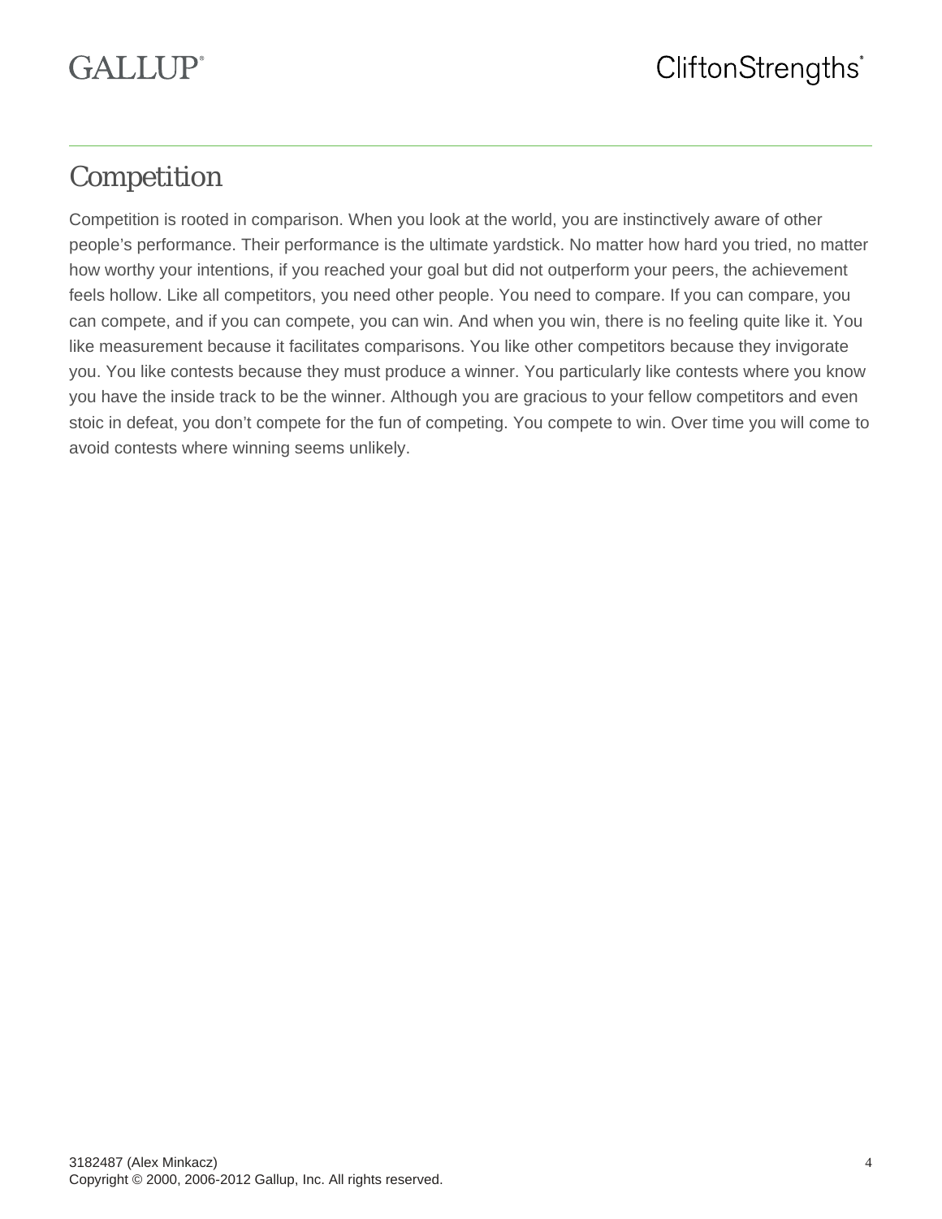# Competition

Competition is rooted in comparison. When you look at the world, you are instinctively aware of other people's performance. Their performance is the ultimate yardstick. No matter how hard you tried, no matter how worthy your intentions, if you reached your goal but did not outperform your peers, the achievement feels hollow. Like all competitors, you need other people. You need to compare. If you can compare, you can compete, and if you can compete, you can win. And when you win, there is no feeling quite like it. You like measurement because it facilitates comparisons. You like other competitors because they invigorate you. You like contests because they must produce a winner. You particularly like contests where you know you have the inside track to be the winner. Although you are gracious to your fellow competitors and even stoic in defeat, you don't compete for the fun of competing. You compete to win. Over time you will come to avoid contests where winning seems unlikely.